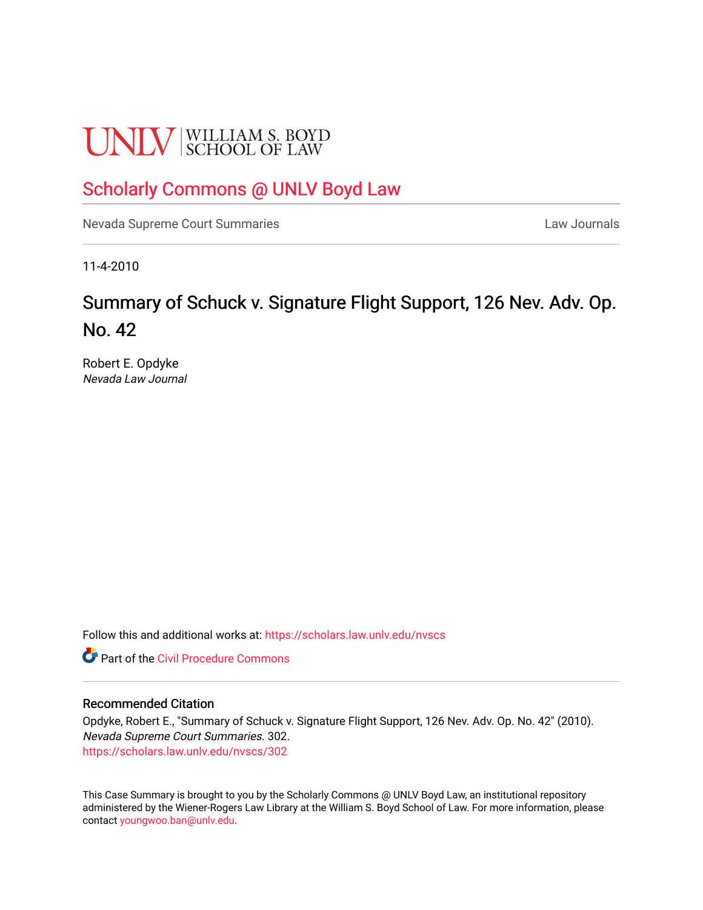UNLV | WILLIAM S. BOYD SCHOOL OF LAW

## Scholarly Commons @ UNLV Boyd Law

Nevada Supreme Court Summaries | Law Journals

11-4-2010

# Summary of Schuck v. Signature Flight Support, 126 Nev. Adv. Op. No. 42

Robert E. Opdyke
*Nevada Law Journal*

Follow this and additional works at: https://scholars.law.unlv.edu/nvscs

Part of the Civil Procedure Commons

### Recommended Citation

Opdyke, Robert E., "Summary of Schuck v. Signature Flight Support, 126 Nev. Adv. Op. No. 42" (2010). *Nevada Supreme Court Summaries.* 302.
https://scholars.law.unlv.edu/nvscs/302

This Case Summary is brought to you by the Scholarly Commons @ UNLV Boyd Law, an institutional repository administered by the Wiener-Rogers Law Library at the William S. Boyd School of Law. For more information, please contact youngwoo.ban@unlv.edu.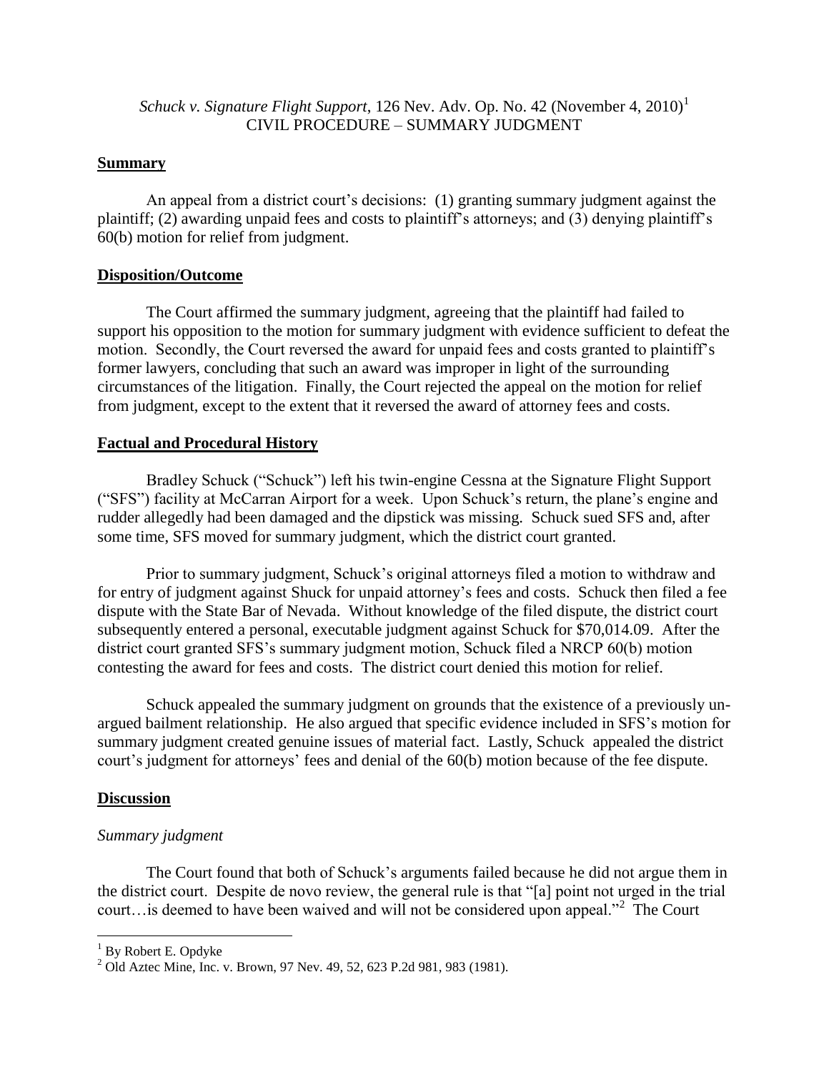*Schuck v. Signature Flight Support*, 126 Nev. Adv. Op. No. 42 (November 4, 2010)[1]
CIVIL PROCEDURE – SUMMARY JUDGMENT

## Summary

An appeal from a district court's decisions: (1) granting summary judgment against the plaintiff; (2) awarding unpaid fees and costs to plaintiff's attorneys; and (3) denying plaintiff's 60(b) motion for relief from judgment.

## Disposition/Outcome

The Court affirmed the summary judgment, agreeing that the plaintiff had failed to support his opposition to the motion for summary judgment with evidence sufficient to defeat the motion. Secondly, the Court reversed the award for unpaid fees and costs granted to plaintiff's former lawyers, concluding that such an award was improper in light of the surrounding circumstances of the litigation. Finally, the Court rejected the appeal on the motion for relief from judgment, except to the extent that it reversed the award of attorney fees and costs.

## Factual and Procedural History

Bradley Schuck ("Schuck") left his twin-engine Cessna at the Signature Flight Support ("SFS") facility at McCarran Airport for a week. Upon Schuck's return, the plane's engine and rudder allegedly had been damaged and the dipstick was missing. Schuck sued SFS and, after some time, SFS moved for summary judgment, which the district court granted.

Prior to summary judgment, Schuck's original attorneys filed a motion to withdraw and for entry of judgment against Shuck for unpaid attorney's fees and costs. Schuck then filed a fee dispute with the State Bar of Nevada. Without knowledge of the filed dispute, the district court subsequently entered a personal, executable judgment against Schuck for $70,014.09. After the district court granted SFS's summary judgment motion, Schuck filed a NRCP 60(b) motion contesting the award for fees and costs. The district court denied this motion for relief.

Schuck appealed the summary judgment on grounds that the existence of a previously un-argued bailment relationship. He also argued that specific evidence included in SFS's motion for summary judgment created genuine issues of material fact. Lastly, Schuck appealed the district court's judgment for attorneys' fees and denial of the 60(b) motion because of the fee dispute.

## Discussion

### *Summary judgment*

The Court found that both of Schuck's arguments failed because he did not argue them in the district court. Despite de novo review, the general rule is that "[a] point not urged in the trial court…is deemed to have been waived and will not be considered upon appeal."[2] The Court

---

[1] By Robert E. Opdyke

[2] Old Aztec Mine, Inc. v. Brown, 97 Nev. 49, 52, 623 P.2d 981, 983 (1981).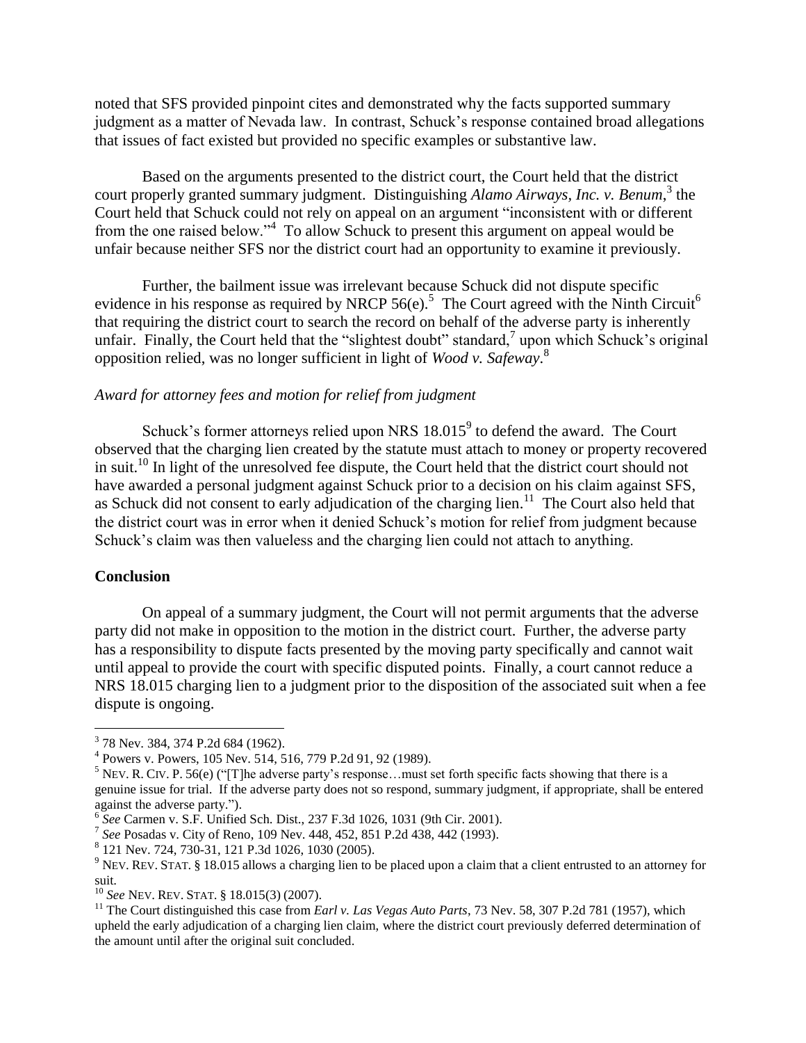noted that SFS provided pinpoint cites and demonstrated why the facts supported summary judgment as a matter of Nevada law. In contrast, Schuck's response contained broad allegations that issues of fact existed but provided no specific examples or substantive law.

Based on the arguments presented to the district court, the Court held that the district court properly granted summary judgment. Distinguishing *Alamo Airways, Inc. v. Benum*,[3] the Court held that Schuck could not rely on appeal on an argument "inconsistent with or different from the one raised below."[4] To allow Schuck to present this argument on appeal would be unfair because neither SFS nor the district court had an opportunity to examine it previously.

Further, the bailment issue was irrelevant because Schuck did not dispute specific evidence in his response as required by NRCP 56(e).[5] The Court agreed with the Ninth Circuit[6] that requiring the district court to search the record on behalf of the adverse party is inherently unfair. Finally, the Court held that the "slightest doubt" standard,[7] upon which Schuck's original opposition relied, was no longer sufficient in light of *Wood v. Safeway*.[8]

*Award for attorney fees and motion for relief from judgment*

Schuck's former attorneys relied upon NRS 18.015[9] to defend the award. The Court observed that the charging lien created by the statute must attach to money or property recovered in suit.[10] In light of the unresolved fee dispute, the Court held that the district court should not have awarded a personal judgment against Schuck prior to a decision on his claim against SFS, as Schuck did not consent to early adjudication of the charging lien.[11] The Court also held that the district court was in error when it denied Schuck's motion for relief from judgment because Schuck's claim was then valueless and the charging lien could not attach to anything.

**Conclusion**

On appeal of a summary judgment, the Court will not permit arguments that the adverse party did not make in opposition to the motion in the district court. Further, the adverse party has a responsibility to dispute facts presented by the moving party specifically and cannot wait until appeal to provide the court with specific disputed points. Finally, a court cannot reduce a NRS 18.015 charging lien to a judgment prior to the disposition of the associated suit when a fee dispute is ongoing.

---

[3] 78 Nev. 384, 374 P.2d 684 (1962).

[4] Powers v. Powers, 105 Nev. 514, 516, 779 P.2d 91, 92 (1989).

[5] NEV. R. CIV. P. 56(e) ("[T]he adverse party's response…must set forth specific facts showing that there is a genuine issue for trial. If the adverse party does not so respond, summary judgment, if appropriate, shall be entered against the adverse party.").

[6] *See* Carmen v. S.F. Unified Sch. Dist., 237 F.3d 1026, 1031 (9th Cir. 2001).

[7] *See* Posadas v. City of Reno, 109 Nev. 448, 452, 851 P.2d 438, 442 (1993).

[8] 121 Nev. 724, 730-31, 121 P.3d 1026, 1030 (2005).

[9] NEV. REV. STAT. § 18.015 allows a charging lien to be placed upon a claim that a client entrusted to an attorney for suit.

[10] *See* NEV. REV. STAT. § 18.015(3) (2007).

[11] The Court distinguished this case from *Earl v. Las Vegas Auto Parts*, 73 Nev. 58, 307 P.2d 781 (1957), which upheld the early adjudication of a charging lien claim, where the district court previously deferred determination of the amount until after the original suit concluded.